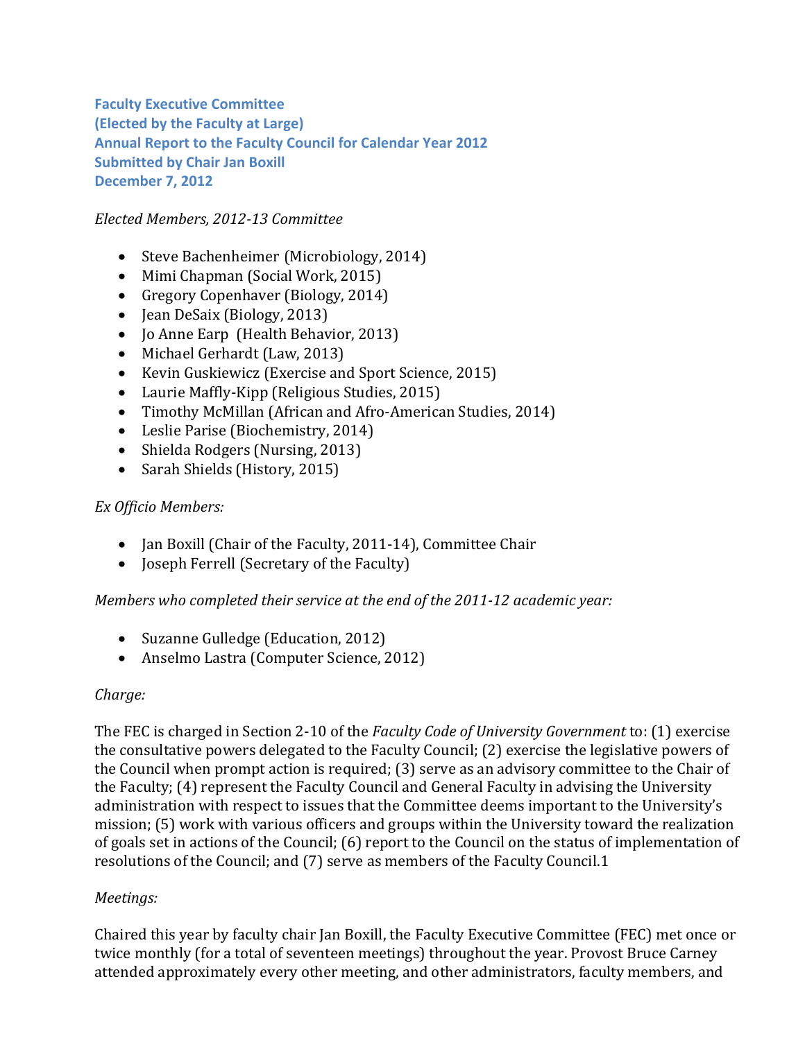**Faculty Executive Committee**
**(Elected by the Faculty at Large)**
**Annual Report to the Faculty Council for Calendar Year 2012**
**Submitted by Chair Jan Boxill**
**December 7, 2012**

*Elected Members, 2012-13 Committee*

- Steve Bachenheimer (Microbiology, 2014)
- Mimi Chapman (Social Work, 2015)
- Gregory Copenhaver (Biology, 2014)
- Jean DeSaix (Biology, 2013)
- Jo Anne Earp (Health Behavior, 2013)
- Michael Gerhardt (Law, 2013)
- Kevin Guskiewicz (Exercise and Sport Science, 2015)
- Laurie Maffly-Kipp (Religious Studies, 2015)
- Timothy McMillan (African and Afro-American Studies, 2014)
- Leslie Parise (Biochemistry, 2014)
- Shielda Rodgers (Nursing, 2013)
- Sarah Shields (History, 2015)

*Ex Officio Members:*

- Jan Boxill (Chair of the Faculty, 2011-14), Committee Chair
- Joseph Ferrell (Secretary of the Faculty)

*Members who completed their service at the end of the 2011-12 academic year:*

- Suzanne Gulledge (Education, 2012)
- Anselmo Lastra (Computer Science, 2012)

*Charge:*

The FEC is charged in Section 2-10 of the *Faculty Code of University Government* to: (1) exercise the consultative powers delegated to the Faculty Council; (2) exercise the legislative powers of the Council when prompt action is required; (3) serve as an advisory committee to the Chair of the Faculty; (4) represent the Faculty Council and General Faculty in advising the University administration with respect to issues that the Committee deems important to the University's mission; (5) work with various officers and groups within the University toward the realization of goals set in actions of the Council; (6) report to the Council on the status of implementation of resolutions of the Council; and (7) serve as members of the Faculty Council.[1]

*Meetings:*

Chaired this year by faculty chair Jan Boxill, the Faculty Executive Committee (FEC) met once or twice monthly (for a total of seventeen meetings) throughout the year. Provost Bruce Carney attended approximately every other meeting, and other administrators, faculty members, and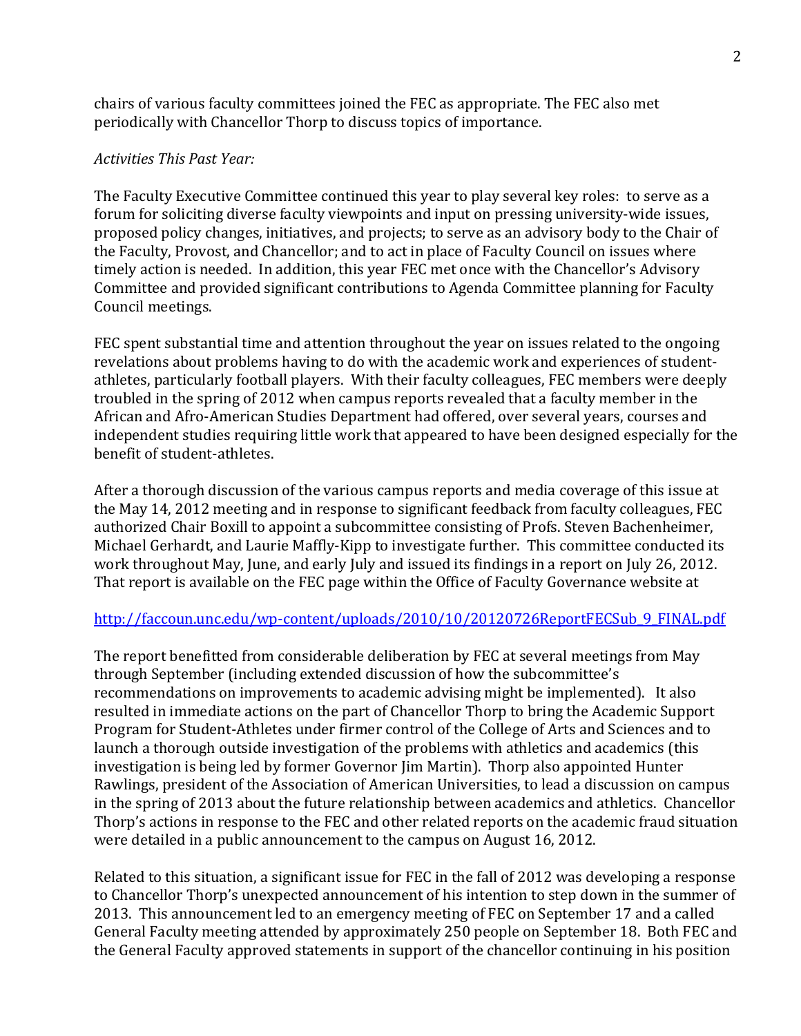chairs of various faculty committees joined the FEC as appropriate. The FEC also met periodically with Chancellor Thorp to discuss topics of importance.

*Activities This Past Year:*

The Faculty Executive Committee continued this year to play several key roles: to serve as a forum for soliciting diverse faculty viewpoints and input on pressing university-wide issues, proposed policy changes, initiatives, and projects; to serve as an advisory body to the Chair of the Faculty, Provost, and Chancellor; and to act in place of Faculty Council on issues where timely action is needed. In addition, this year FEC met once with the Chancellor's Advisory Committee and provided significant contributions to Agenda Committee planning for Faculty Council meetings.

FEC spent substantial time and attention throughout the year on issues related to the ongoing revelations about problems having to do with the academic work and experiences of student-athletes, particularly football players. With their faculty colleagues, FEC members were deeply troubled in the spring of 2012 when campus reports revealed that a faculty member in the African and Afro-American Studies Department had offered, over several years, courses and independent studies requiring little work that appeared to have been designed especially for the benefit of student-athletes.

After a thorough discussion of the various campus reports and media coverage of this issue at the May 14, 2012 meeting and in response to significant feedback from faculty colleagues, FEC authorized Chair Boxill to appoint a subcommittee consisting of Profs. Steven Bachenheimer, Michael Gerhardt, and Laurie Maffly-Kipp to investigate further. This committee conducted its work throughout May, June, and early July and issued its findings in a report on July 26, 2012. That report is available on the FEC page within the Office of Faculty Governance website at

http://faccoun.unc.edu/wp-content/uploads/2010/10/20120726ReportFECSub_9_FINAL.pdf

The report benefitted from considerable deliberation by FEC at several meetings from May through September (including extended discussion of how the subcommittee's recommendations on improvements to academic advising might be implemented). It also resulted in immediate actions on the part of Chancellor Thorp to bring the Academic Support Program for Student-Athletes under firmer control of the College of Arts and Sciences and to launch a thorough outside investigation of the problems with athletics and academics (this investigation is being led by former Governor Jim Martin). Thorp also appointed Hunter Rawlings, president of the Association of American Universities, to lead a discussion on campus in the spring of 2013 about the future relationship between academics and athletics. Chancellor Thorp's actions in response to the FEC and other related reports on the academic fraud situation were detailed in a public announcement to the campus on August 16, 2012.

Related to this situation, a significant issue for FEC in the fall of 2012 was developing a response to Chancellor Thorp's unexpected announcement of his intention to step down in the summer of 2013. This announcement led to an emergency meeting of FEC on September 17 and a called General Faculty meeting attended by approximately 250 people on September 18. Both FEC and the General Faculty approved statements in support of the chancellor continuing in his position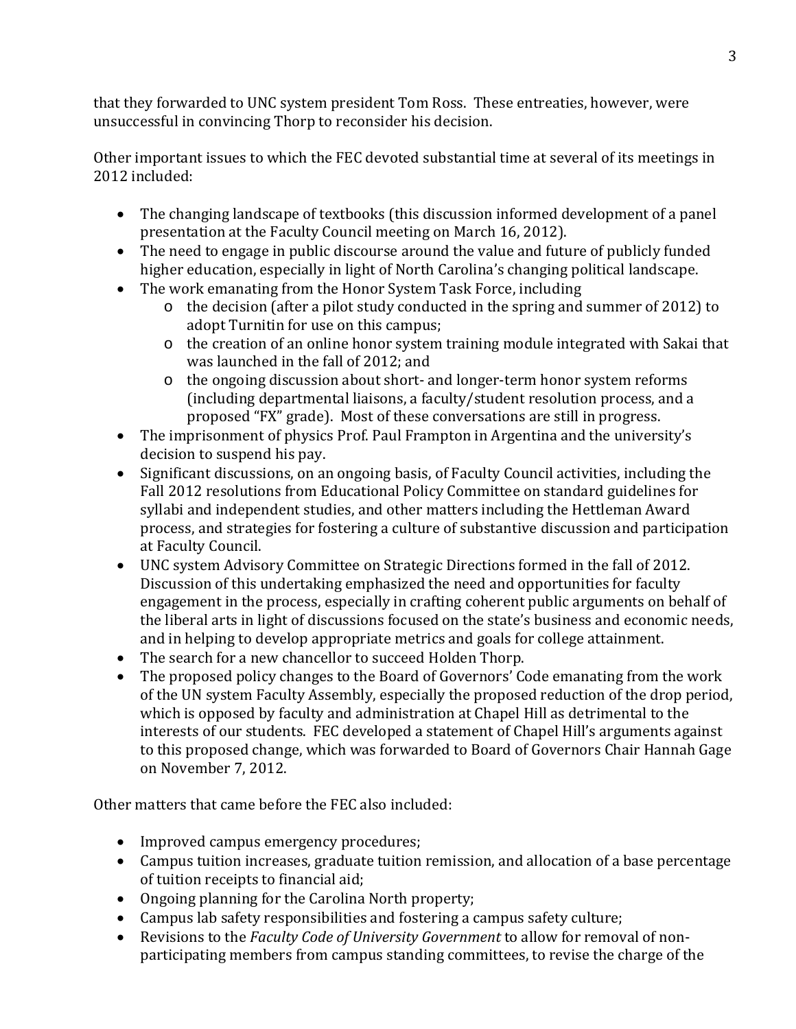that they forwarded to UNC system president Tom Ross. These entreaties, however, were unsuccessful in convincing Thorp to reconsider his decision.

Other important issues to which the FEC devoted substantial time at several of its meetings in 2012 included:

- The changing landscape of textbooks (this discussion informed development of a panel presentation at the Faculty Council meeting on March 16, 2012).
- The need to engage in public discourse around the value and future of publicly funded higher education, especially in light of North Carolina's changing political landscape.
- The work emanating from the Honor System Task Force, including
  - the decision (after a pilot study conducted in the spring and summer of 2012) to adopt Turnitin for use on this campus;
  - the creation of an online honor system training module integrated with Sakai that was launched in the fall of 2012; and
  - the ongoing discussion about short- and longer-term honor system reforms (including departmental liaisons, a faculty/student resolution process, and a proposed "FX" grade). Most of these conversations are still in progress.
- The imprisonment of physics Prof. Paul Frampton in Argentina and the university's decision to suspend his pay.
- Significant discussions, on an ongoing basis, of Faculty Council activities, including the Fall 2012 resolutions from Educational Policy Committee on standard guidelines for syllabi and independent studies, and other matters including the Hettleman Award process, and strategies for fostering a culture of substantive discussion and participation at Faculty Council.
- UNC system Advisory Committee on Strategic Directions formed in the fall of 2012. Discussion of this undertaking emphasized the need and opportunities for faculty engagement in the process, especially in crafting coherent public arguments on behalf of the liberal arts in light of discussions focused on the state's business and economic needs, and in helping to develop appropriate metrics and goals for college attainment.
- The search for a new chancellor to succeed Holden Thorp.
- The proposed policy changes to the Board of Governors' Code emanating from the work of the UN system Faculty Assembly, especially the proposed reduction of the drop period, which is opposed by faculty and administration at Chapel Hill as detrimental to the interests of our students. FEC developed a statement of Chapel Hill's arguments against to this proposed change, which was forwarded to Board of Governors Chair Hannah Gage on November 7, 2012.

Other matters that came before the FEC also included:

- Improved campus emergency procedures;
- Campus tuition increases, graduate tuition remission, and allocation of a base percentage of tuition receipts to financial aid;
- Ongoing planning for the Carolina North property;
- Campus lab safety responsibilities and fostering a campus safety culture;
- Revisions to the *Faculty Code of University Government* to allow for removal of non-participating members from campus standing committees, to revise the charge of the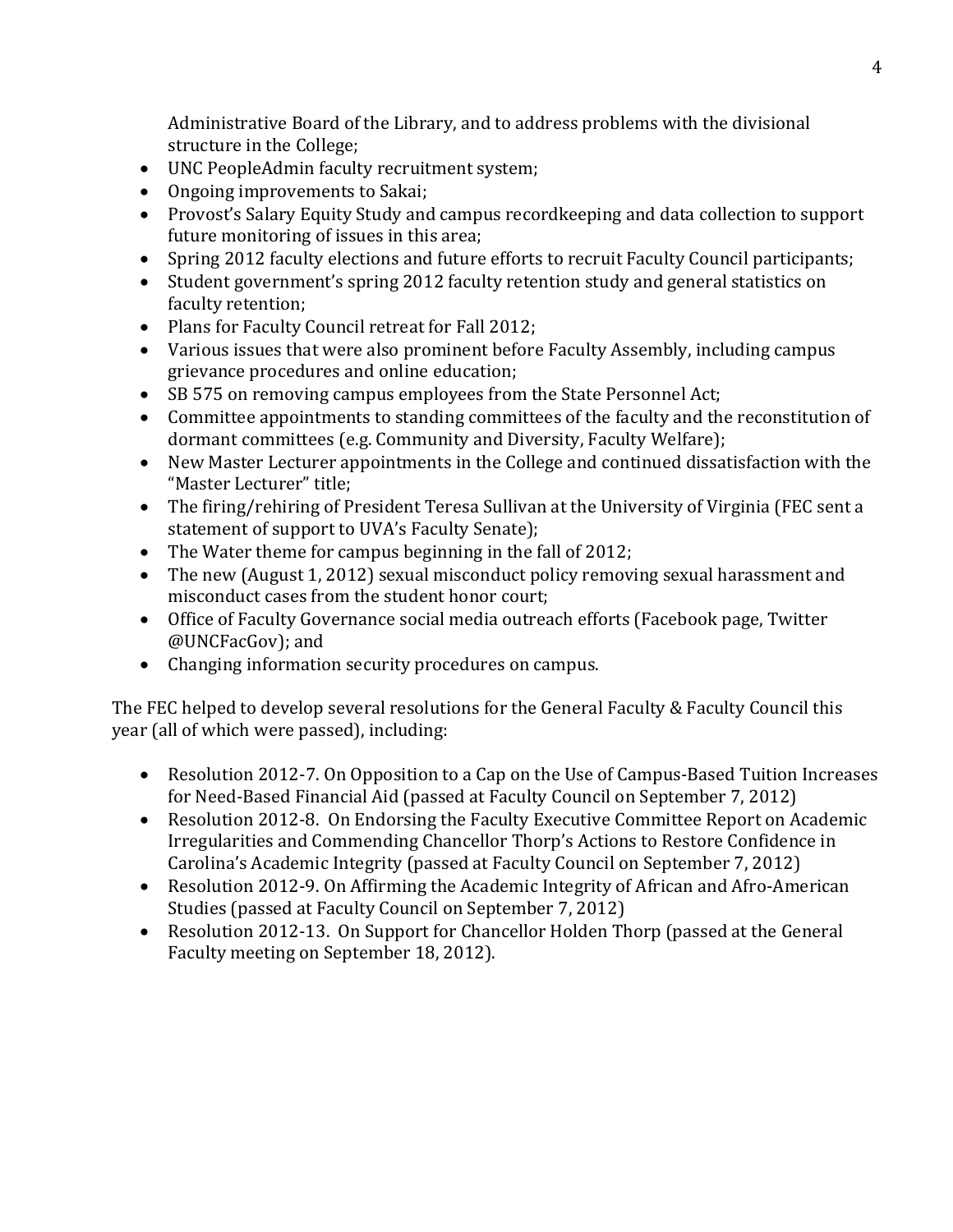Administrative Board of the Library, and to address problems with the divisional structure in the College;

- UNC PeopleAdmin faculty recruitment system;
- Ongoing improvements to Sakai;
- Provost's Salary Equity Study and campus recordkeeping and data collection to support future monitoring of issues in this area;
- Spring 2012 faculty elections and future efforts to recruit Faculty Council participants;
- Student government's spring 2012 faculty retention study and general statistics on faculty retention;
- Plans for Faculty Council retreat for Fall 2012;
- Various issues that were also prominent before Faculty Assembly, including campus grievance procedures and online education;
- SB 575 on removing campus employees from the State Personnel Act;
- Committee appointments to standing committees of the faculty and the reconstitution of dormant committees (e.g. Community and Diversity, Faculty Welfare);
- New Master Lecturer appointments in the College and continued dissatisfaction with the "Master Lecturer" title;
- The firing/rehiring of President Teresa Sullivan at the University of Virginia (FEC sent a statement of support to UVA's Faculty Senate);
- The Water theme for campus beginning in the fall of 2012;
- The new (August 1, 2012) sexual misconduct policy removing sexual harassment and misconduct cases from the student honor court;
- Office of Faculty Governance social media outreach efforts (Facebook page, Twitter @UNCFacGov); and
- Changing information security procedures on campus.

The FEC helped to develop several resolutions for the General Faculty & Faculty Council this year (all of which were passed), including:

- Resolution 2012-7. On Opposition to a Cap on the Use of Campus-Based Tuition Increases for Need-Based Financial Aid (passed at Faculty Council on September 7, 2012)
- Resolution 2012-8. On Endorsing the Faculty Executive Committee Report on Academic Irregularities and Commending Chancellor Thorp's Actions to Restore Confidence in Carolina's Academic Integrity (passed at Faculty Council on September 7, 2012)
- Resolution 2012-9. On Affirming the Academic Integrity of African and Afro-American Studies (passed at Faculty Council on September 7, 2012)
- Resolution 2012-13. On Support for Chancellor Holden Thorp (passed at the General Faculty meeting on September 18, 2012).